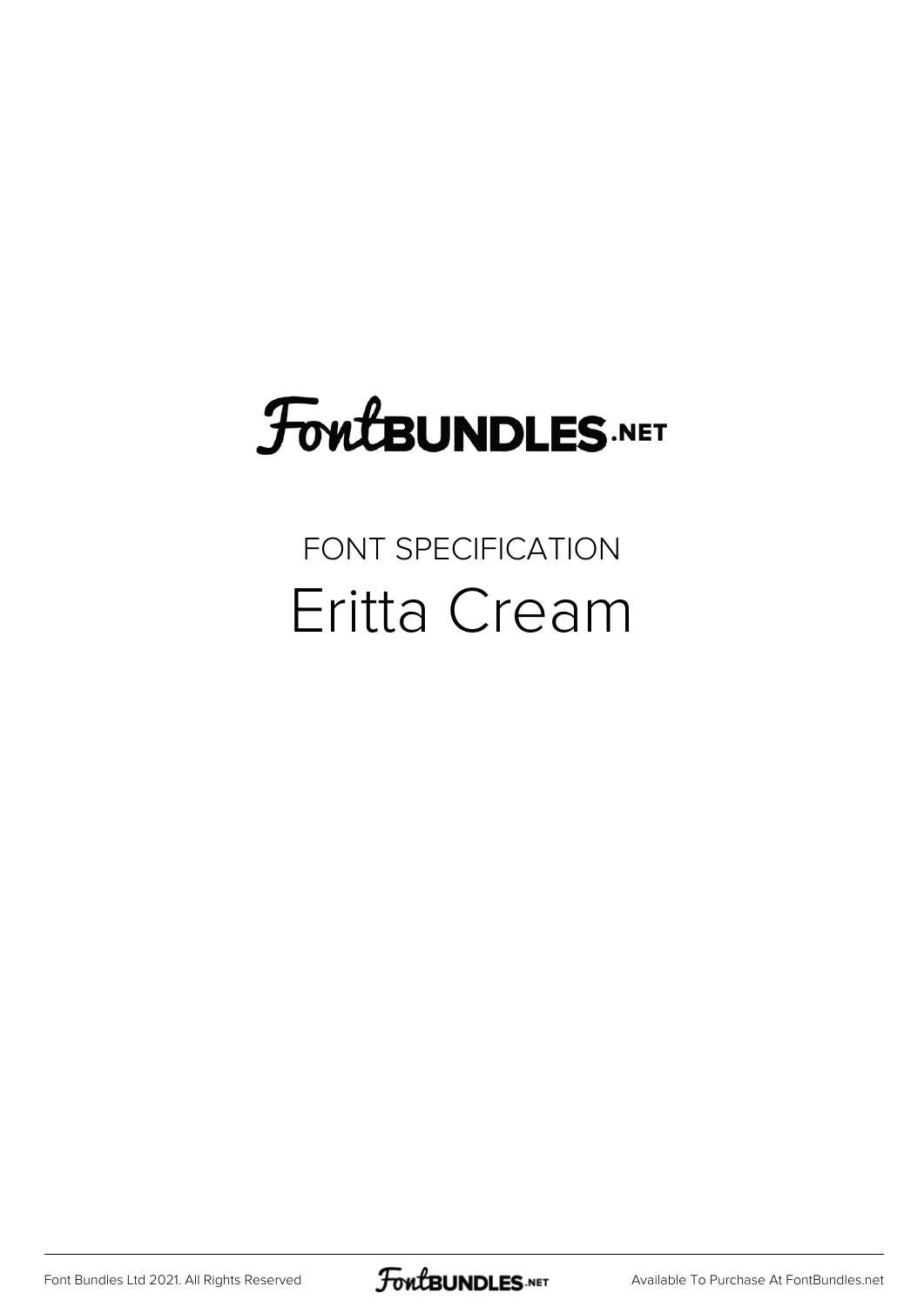# FontBUNDLES.NET

FONT SPECIFICATION

## Eritta Cream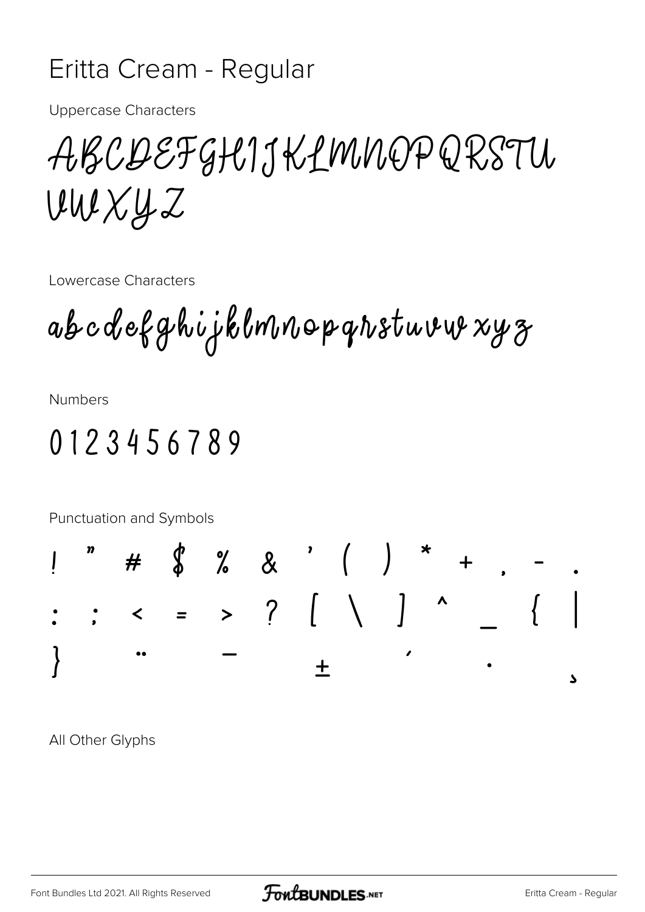# Eritta Cream - Regular

Uppercase Characters

ABCDEFGHIJKLMNOPQRSTU
VWXYZ

Lowercase Characters

abcdefghijklmnopqrstuvwxyz

Numbers

0123456789

Punctuation and Symbols

! " # $ % & ' ( ) * + , - .
: ; < = > ? [ \ ] ^ _ { |
} ¨ ¯ ± ´ · ¸

All Other Glyphs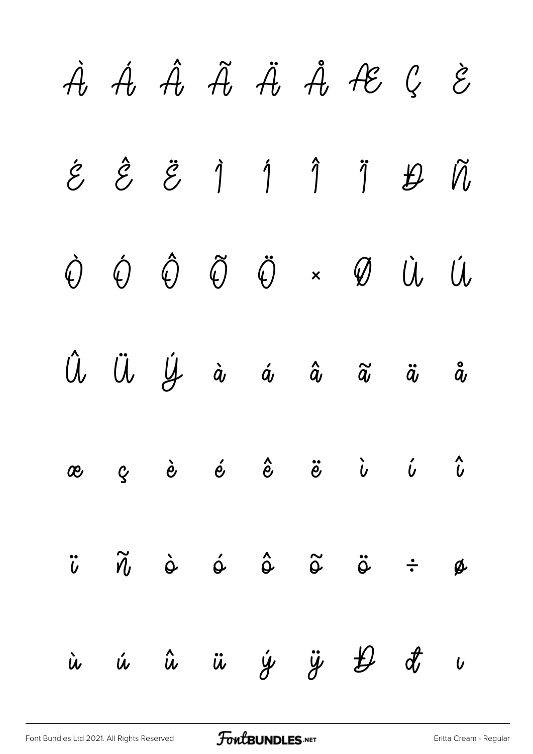À Á Â Ã Ä Å Æ Ç È

É Ê Ë Ì Í Î Ï Ð Ñ

Ò Ó Ô Õ Ö × Ø Ù Ú

Û Ü Ý à á â ã ä å

æ ç è é ê ë ì í î

ï ñ ò ó ô õ ö ÷ ø

ù ú û ü ý ÿ Đ đ ı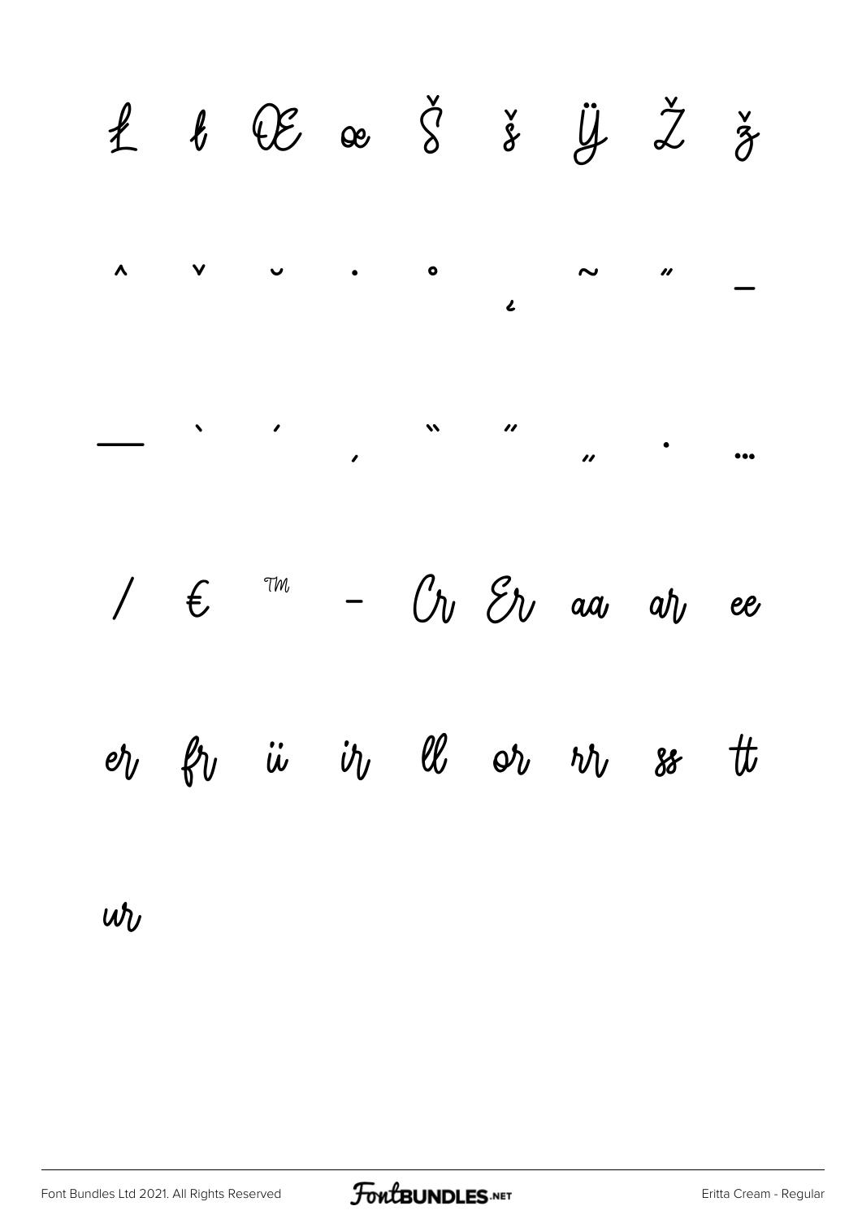Ł ł Œ œ Š š Ÿ Ž ž

ˆ ˇ ˘ ˙ ˚ ˛ ˜ ˝ –

— ‘ ’ ‚ “ ” „ • …

/ € ™ - Cr Er aa ar ee

er fr ii ir ll or rr ss tt

ur